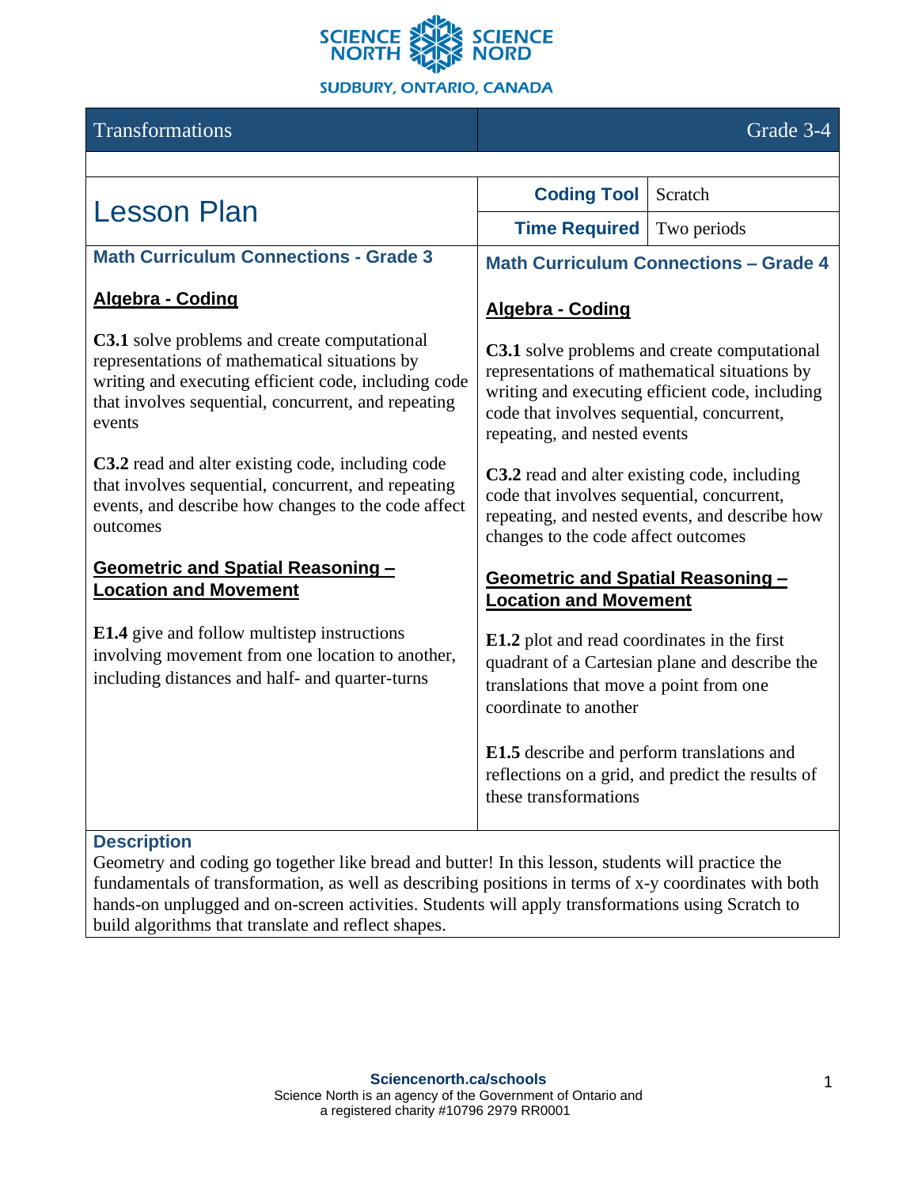SCIENCE NORTH SCIENCE NORD

SUDBURY, ONTARIO, CANADA

| Transformations | Grade 3-4 |
|---|---|

# Lesson Plan

| | |
|---|---|
| **Coding Tool** | Scratch |
| **Time Required** | Two periods |

## Math Curriculum Connections - Grade 3

**Algebra - Coding**

**C3.1** solve problems and create computational representations of mathematical situations by writing and executing efficient code, including code that involves sequential, concurrent, and repeating events

**C3.2** read and alter existing code, including code that involves sequential, concurrent, and repeating events, and describe how changes to the code affect outcomes

**Geometric and Spatial Reasoning – Location and Movement**

**E1.4** give and follow multistep instructions involving movement from one location to another, including distances and half- and quarter-turns

## Math Curriculum Connections – Grade 4

**Algebra - Coding**

**C3.1** solve problems and create computational representations of mathematical situations by writing and executing efficient code, including code that involves sequential, concurrent, repeating, and nested events

**C3.2** read and alter existing code, including code that involves sequential, concurrent, repeating, and nested events, and describe how changes to the code affect outcomes

**Geometric and Spatial Reasoning – Location and Movement**

**E1.2** plot and read coordinates in the first quadrant of a Cartesian plane and describe the translations that move a point from one coordinate to another

**E1.5** describe and perform translations and reflections on a grid, and predict the results of these transformations

## Description

Geometry and coding go together like bread and butter! In this lesson, students will practice the fundamentals of transformation, as well as describing positions in terms of x-y coordinates with both hands-on unplugged and on-screen activities. Students will apply transformations using Scratch to build algorithms that translate and reflect shapes.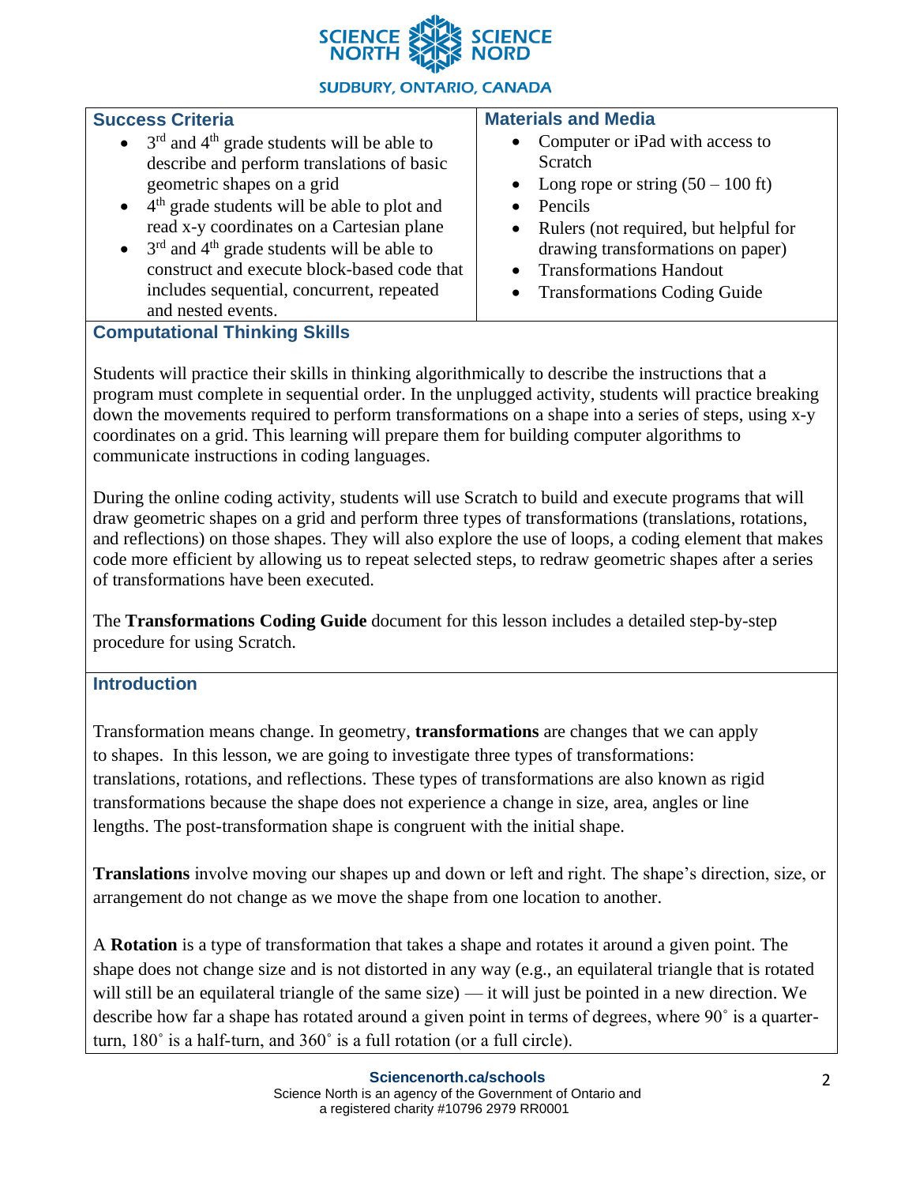## Success Criteria

- 3rd and 4th grade students will be able to describe and perform translations of basic geometric shapes on a grid
- 4th grade students will be able to plot and read x-y coordinates on a Cartesian plane
- 3rd and 4th grade students will be able to construct and execute block-based code that includes sequential, concurrent, repeated and nested events.

## Materials and Media

- Computer or iPad with access to Scratch
- Long rope or string (50 – 100 ft)
- Pencils
- Rulers (not required, but helpful for drawing transformations on paper)
- Transformations Handout
- Transformations Coding Guide

## Computational Thinking Skills

Students will practice their skills in thinking algorithmically to describe the instructions that a program must complete in sequential order. In the unplugged activity, students will practice breaking down the movements required to perform transformations on a shape into a series of steps, using x-y coordinates on a grid. This learning will prepare them for building computer algorithms to communicate instructions in coding languages.

During the online coding activity, students will use Scratch to build and execute programs that will draw geometric shapes on a grid and perform three types of transformations (translations, rotations, and reflections) on those shapes. They will also explore the use of loops, a coding element that makes code more efficient by allowing us to repeat selected steps, to redraw geometric shapes after a series of transformations have been executed.

The **Transformations Coding Guide** document for this lesson includes a detailed step-by-step procedure for using Scratch.

## Introduction

Transformation means change. In geometry, **transformations** are changes that we can apply to shapes. In this lesson, we are going to investigate three types of transformations: translations, rotations, and reflections. These types of transformations are also known as rigid transformations because the shape does not experience a change in size, area, angles or line lengths. The post-transformation shape is congruent with the initial shape.

**Translations** involve moving our shapes up and down or left and right. The shape's direction, size, or arrangement do not change as we move the shape from one location to another.

A **Rotation** is a type of transformation that takes a shape and rotates it around a given point. The shape does not change size and is not distorted in any way (e.g., an equilateral triangle that is rotated will still be an equilateral triangle of the same size) — it will just be pointed in a new direction. We describe how far a shape has rotated around a given point in terms of degrees, where 90˚ is a quarter-turn, 180˚ is a half-turn, and 360˚ is a full rotation (or a full circle).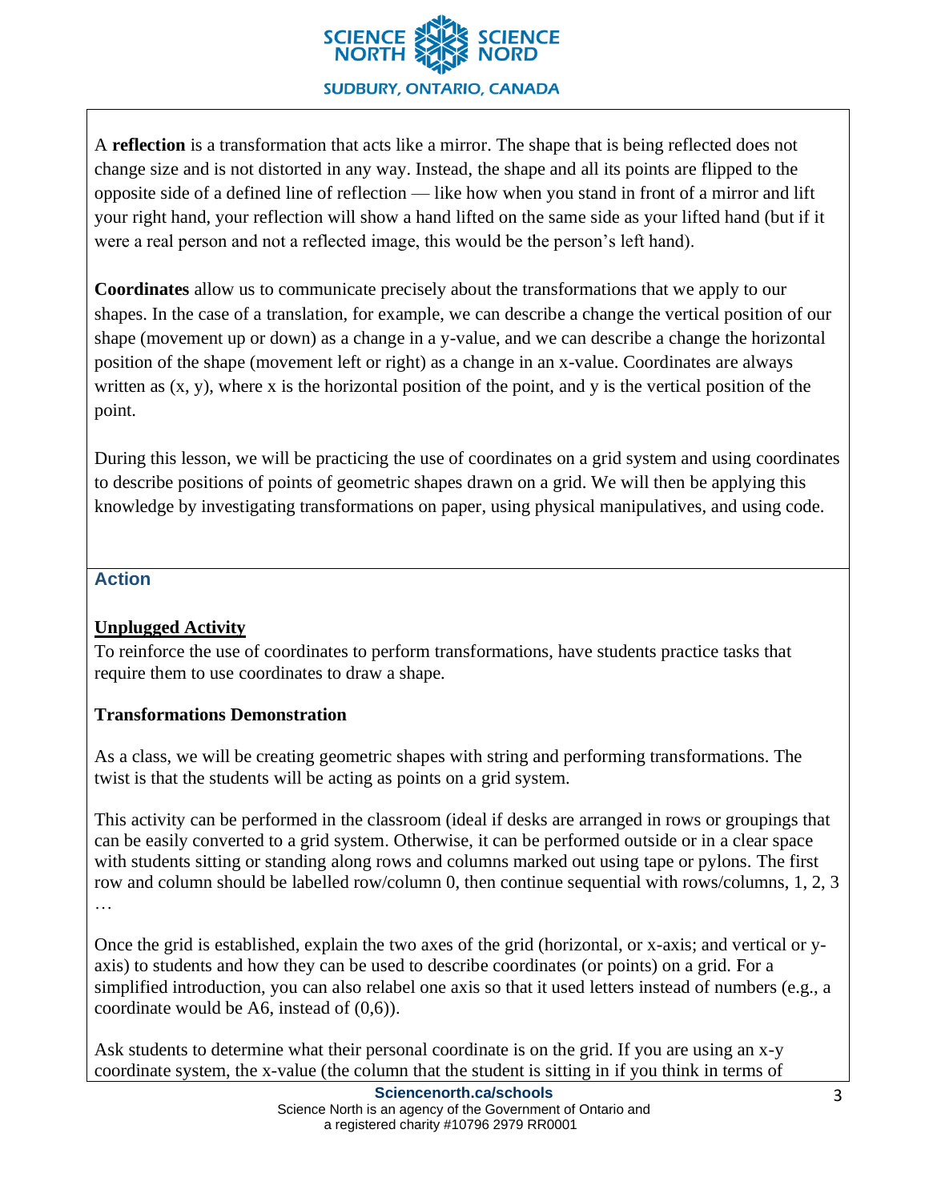A **reflection** is a transformation that acts like a mirror. The shape that is being reflected does not change size and is not distorted in any way. Instead, the shape and all its points are flipped to the opposite side of a defined line of reflection — like how when you stand in front of a mirror and lift your right hand, your reflection will show a hand lifted on the same side as your lifted hand (but if it were a real person and not a reflected image, this would be the person's left hand).

**Coordinates** allow us to communicate precisely about the transformations that we apply to our shapes. In the case of a translation, for example, we can describe a change the vertical position of our shape (movement up or down) as a change in a y-value, and we can describe a change the horizontal position of the shape (movement left or right) as a change in an x-value. Coordinates are always written as (x, y), where x is the horizontal position of the point, and y is the vertical position of the point.

During this lesson, we will be practicing the use of coordinates on a grid system and using coordinates to describe positions of points of geometric shapes drawn on a grid. We will then be applying this knowledge by investigating transformations on paper, using physical manipulatives, and using code.

## Action

### Unplugged Activity

To reinforce the use of coordinates to perform transformations, have students practice tasks that require them to use coordinates to draw a shape.

**Transformations Demonstration**

As a class, we will be creating geometric shapes with string and performing transformations. The twist is that the students will be acting as points on a grid system.

This activity can be performed in the classroom (ideal if desks are arranged in rows or groupings that can be easily converted to a grid system. Otherwise, it can be performed outside or in a clear space with students sitting or standing along rows and columns marked out using tape or pylons. The first row and column should be labelled row/column 0, then continue sequential with rows/columns, 1, 2, 3 …

Once the grid is established, explain the two axes of the grid (horizontal, or x-axis; and vertical or y-axis) to students and how they can be used to describe coordinates (or points) on a grid. For a simplified introduction, you can also relabel one axis so that it used letters instead of numbers (e.g., a coordinate would be A6, instead of (0,6)).

Ask students to determine what their personal coordinate is on the grid. If you are using an x-y coordinate system, the x-value (the column that the student is sitting in if you think in terms of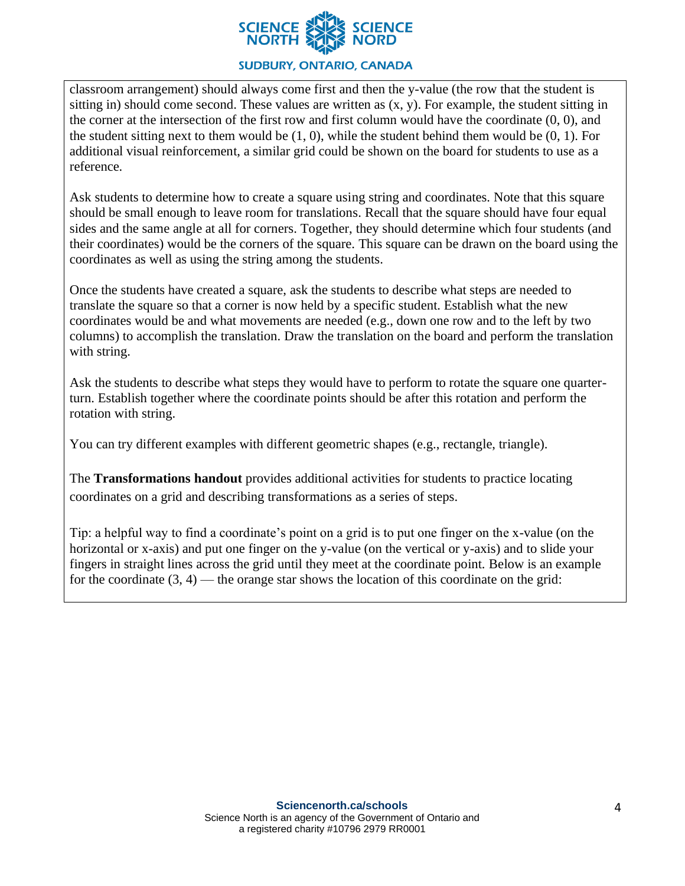classroom arrangement) should always come first and then the y-value (the row that the student is sitting in) should come second. These values are written as (x, y). For example, the student sitting in the corner at the intersection of the first row and first column would have the coordinate (0, 0), and the student sitting next to them would be (1, 0), while the student behind them would be (0, 1). For additional visual reinforcement, a similar grid could be shown on the board for students to use as a reference.

Ask students to determine how to create a square using string and coordinates. Note that this square should be small enough to leave room for translations. Recall that the square should have four equal sides and the same angle at all for corners. Together, they should determine which four students (and their coordinates) would be the corners of the square. This square can be drawn on the board using the coordinates as well as using the string among the students.

Once the students have created a square, ask the students to describe what steps are needed to translate the square so that a corner is now held by a specific student. Establish what the new coordinates would be and what movements are needed (e.g., down one row and to the left by two columns) to accomplish the translation. Draw the translation on the board and perform the translation with string.

Ask the students to describe what steps they would have to perform to rotate the square one quarter-turn. Establish together where the coordinate points should be after this rotation and perform the rotation with string.

You can try different examples with different geometric shapes (e.g., rectangle, triangle).

The **Transformations handout** provides additional activities for students to practice locating coordinates on a grid and describing transformations as a series of steps.

Tip: a helpful way to find a coordinate's point on a grid is to put one finger on the x-value (on the horizontal or x-axis) and put one finger on the y-value (on the vertical or y-axis) and to slide your fingers in straight lines across the grid until they meet at the coordinate point. Below is an example for the coordinate (3, 4) — the orange star shows the location of this coordinate on the grid: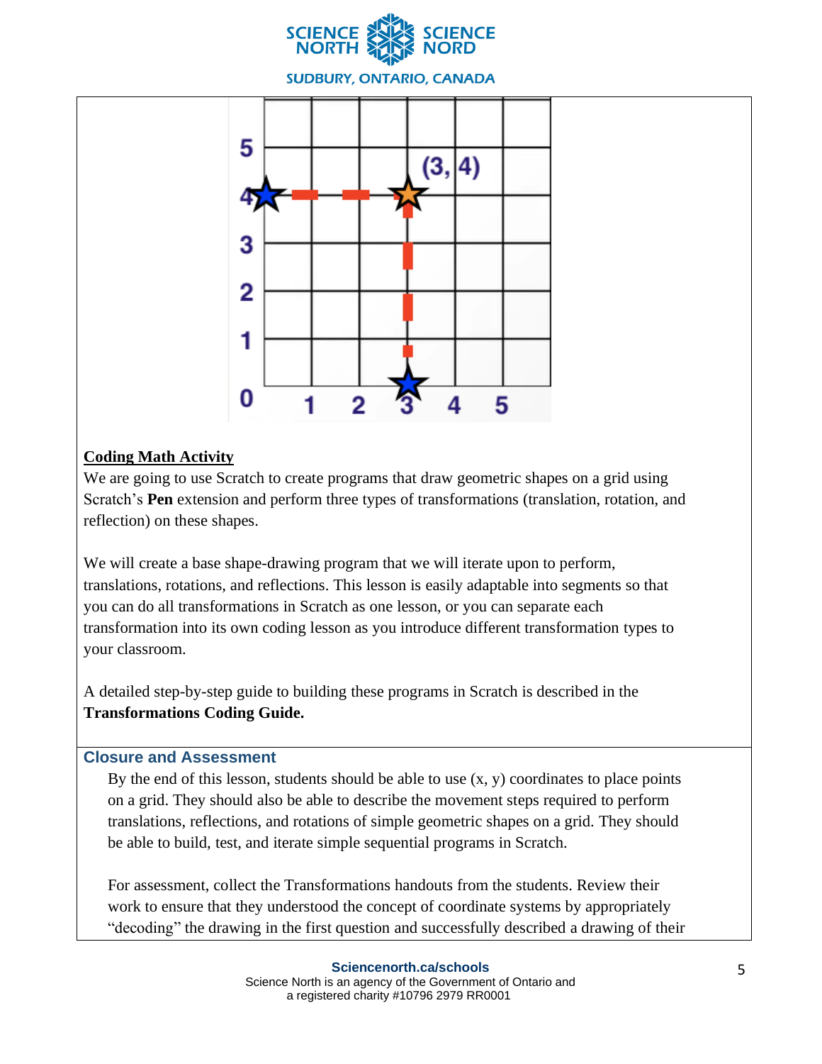## Coding Math Activity

We are going to use Scratch to create programs that draw geometric shapes on a grid using Scratch's **Pen** extension and perform three types of transformations (translation, rotation, and reflection) on these shapes.

We will create a base shape-drawing program that we will iterate upon to perform, translations, rotations, and reflections. This lesson is easily adaptable into segments so that you can do all transformations in Scratch as one lesson, or you can separate each transformation into its own coding lesson as you introduce different transformation types to your classroom.

A detailed step-by-step guide to building these programs in Scratch is described in the **Transformations Coding Guide.**

## Closure and Assessment

By the end of this lesson, students should be able to use (x, y) coordinates to place points on a grid. They should also be able to describe the movement steps required to perform translations, reflections, and rotations of simple geometric shapes on a grid. They should be able to build, test, and iterate simple sequential programs in Scratch.

For assessment, collect the Transformations handouts from the students. Review their work to ensure that they understood the concept of coordinate systems by appropriately "decoding" the drawing in the first question and successfully described a drawing of their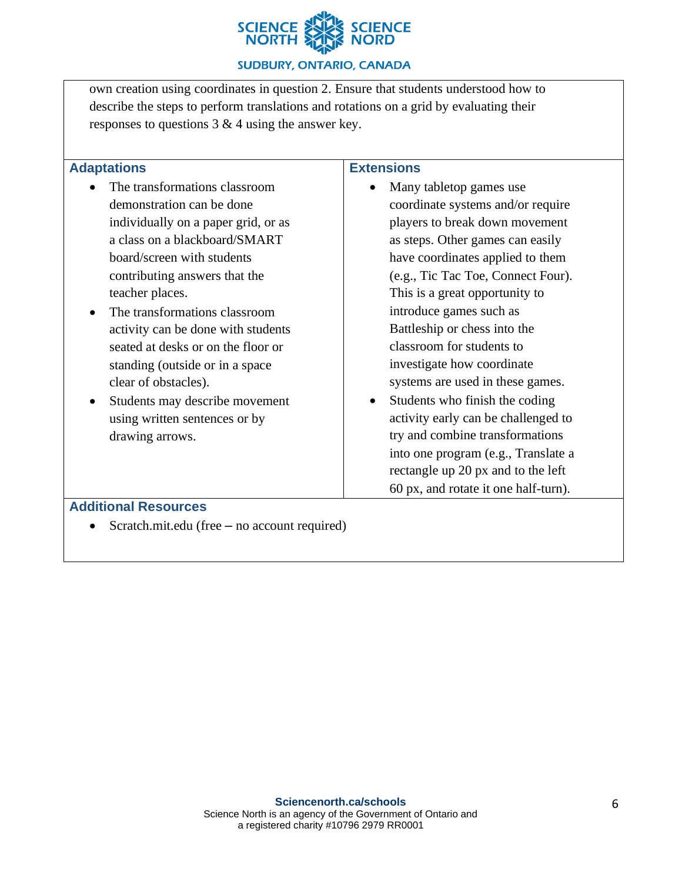own creation using coordinates in question 2. Ensure that students understood how to describe the steps to perform translations and rotations on a grid by evaluating their responses to questions 3 & 4 using the answer key.

## Adaptations

- The transformations classroom demonstration can be done individually on a paper grid, or as a class on a blackboard/SMART board/screen with students contributing answers that the teacher places.
- The transformations classroom activity can be done with students seated at desks or on the floor or standing (outside or in a space clear of obstacles).
- Students may describe movement using written sentences or by drawing arrows.

## Extensions

- Many tabletop games use coordinate systems and/or require players to break down movement as steps. Other games can easily have coordinates applied to them (e.g., Tic Tac Toe, Connect Four). This is a great opportunity to introduce games such as Battleship or chess into the classroom for students to investigate how coordinate systems are used in these games.
- Students who finish the coding activity early can be challenged to try and combine transformations into one program (e.g., Translate a rectangle up 20 px and to the left 60 px, and rotate it one half-turn).

## Additional Resources

- Scratch.mit.edu (free – no account required)